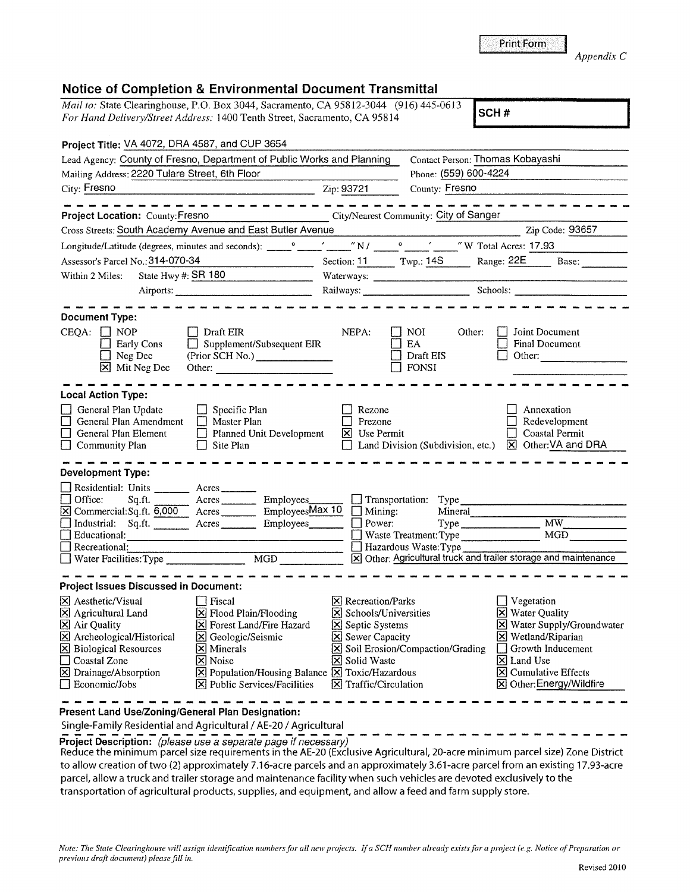Print Form

*Appendix C*

# Notice of Completion & Environmental Document Transmittal

*Mail to:* State Clearinghouse, P.O. Box 3044, Sacramento, CA 95812-3044 (916) 445-0613
*For Hand Delivery/Street Address:* 1400 Tenth Street, Sacramento, CA 95814

**SCH #**

**Project Title:** VA 4072, DRA 4587, and CUP 3654

Lead Agency: County of Fresno, Department of Public Works and Planning
Contact Person: Thomas Kobayashi
Mailing Address: 2220 Tulare Street, 6th Floor
Phone: (559) 600-4224
City: Fresno
Zip: 93721
County: Fresno

---

**Project Location:** County: Fresno
City/Nearest Community: City of Sanger
Cross Streets: South Academy Avenue and East Butler Avenue
Zip Code: 93657
Longitude/Latitude (degrees, minutes and seconds): ___° ___′ ___″ N / ___° ___′ ___″ W
Total Acres: 17.93
Assessor's Parcel No.: 314-070-34
Section: 11
Twp.: 14S
Range: 22E
Base:
Within 2 Miles: State Hwy #: SR 180
Waterways:
Airports:
Railways:
Schools:

---

**Document Type:**

CEQA:
- ☐ NOP
- ☐ Early Cons
- ☐ Neg Dec
- ☒ Mit Neg Dec
- ☐ Draft EIR
- ☐ Supplement/Subsequent EIR (Prior SCH No.) ______
- Other: ______

NEPA:
- ☐ NOI
- ☐ EA
- ☐ Draft EIS
- ☐ FONSI

Other:
- ☐ Joint Document
- ☐ Final Document
- ☐ Other: ______

---

**Local Action Type:**

- ☐ General Plan Update
- ☐ General Plan Amendment
- ☐ General Plan Element
- ☐ Community Plan
- ☐ Specific Plan
- ☐ Master Plan
- ☐ Planned Unit Development
- ☐ Site Plan
- ☐ Rezone
- ☐ Prezone
- ☒ Use Permit
- ☐ Land Division (Subdivision, etc.)
- ☐ Annexation
- ☐ Redevelopment
- ☐ Coastal Permit
- ☒ Other: VA and DRA

---

**Development Type:**

- ☐ Residential: Units ______ Acres ______
- ☐ Office: Sq.ft. ______ Acres ______ Employees ______
- ☒ Commercial: Sq.ft. 6,000 Acres ______ Employees Max 10
- ☐ Industrial: Sq.ft. ______ Acres ______ Employees ______
- ☐ Educational: ______
- ☐ Recreational: ______
- ☐ Water Facilities: Type ______ MGD ______
- ☐ Transportation: Type ______
- ☐ Mining: Mineral ______
- ☐ Power: Type ______ MW ______
- ☐ Waste Treatment: Type ______ MGD ______
- ☐ Hazardous Waste: Type ______
- ☒ Other: Agricultural truck and trailer storage and maintenance

---

**Project Issues Discussed in Document:**

- ☒ Aesthetic/Visual
- ☒ Agricultural Land
- ☒ Air Quality
- ☒ Archeological/Historical
- ☒ Biological Resources
- ☐ Coastal Zone
- ☒ Drainage/Absorption
- ☐ Economic/Jobs
- ☐ Fiscal
- ☒ Flood Plain/Flooding
- ☒ Forest Land/Fire Hazard
- ☒ Geologic/Seismic
- ☒ Minerals
- ☒ Noise
- ☒ Population/Housing Balance
- ☒ Public Services/Facilities
- ☒ Recreation/Parks
- ☒ Schools/Universities
- ☒ Septic Systems
- ☒ Sewer Capacity
- ☒ Soil Erosion/Compaction/Grading
- ☒ Solid Waste
- ☒ Toxic/Hazardous
- ☒ Traffic/Circulation
- ☐ Vegetation
- ☒ Water Quality
- ☒ Water Supply/Groundwater
- ☒ Wetland/Riparian
- ☐ Growth Inducement
- ☒ Land Use
- ☒ Cumulative Effects
- ☒ Other: Energy/Wildfire

---

**Present Land Use/Zoning/General Plan Designation:**

Single-Family Residential and Agricultural / AE-20 / Agricultural

**Project Description:** *(please use a separate page if necessary)*

Reduce the minimum parcel size requirements in the AE-20 (Exclusive Agricultural, 20-acre minimum parcel size) Zone District to allow creation of two (2) approximately 7.16-acre parcels and an approximately 3.61-acre parcel from an existing 17.93-acre parcel, allow a truck and trailer storage and maintenance facility when such vehicles are devoted exclusively to the transportation of agricultural products, supplies, and equipment, and allow a feed and farm supply store.

*Note: The State Clearinghouse will assign identification numbers for all new projects. If a SCH number already exists for a project (e.g. Notice of Preparation or previous draft document) please fill in.*

Revised 2010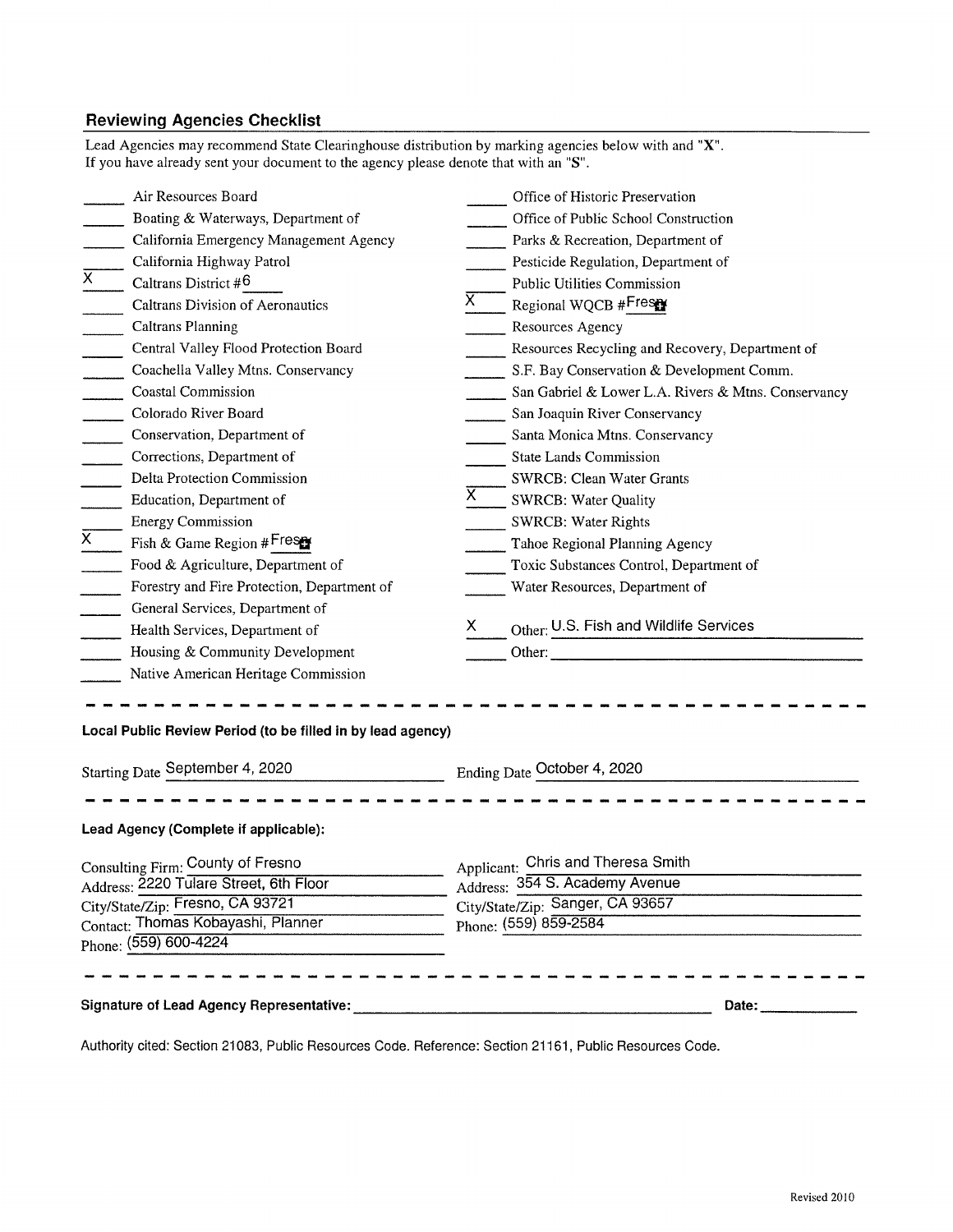## Reviewing Agencies Checklist

Lead Agencies may recommend State Clearinghouse distribution by marking agencies below with and "**X**".
If you have already sent your document to the agency please denote that with an "**S**".

- _____ Air Resources Board
- _____ Boating & Waterways, Department of
- _____ California Emergency Management Agency
- _____ California Highway Patrol
- X Caltrans District #6
- _____ Caltrans Division of Aeronautics
- _____ Caltrans Planning
- _____ Central Valley Flood Protection Board
- _____ Coachella Valley Mtns. Conservancy
- _____ Coastal Commission
- _____ Colorado River Board
- _____ Conservation, Department of
- _____ Corrections, Department of
- _____ Delta Protection Commission
- _____ Education, Department of
- _____ Energy Commission
- X Fish & Game Region #Fresno
- _____ Food & Agriculture, Department of
- _____ Forestry and Fire Protection, Department of
- _____ General Services, Department of
- _____ Health Services, Department of
- _____ Housing & Community Development
- _____ Native American Heritage Commission
- _____ Office of Historic Preservation
- _____ Office of Public School Construction
- _____ Parks & Recreation, Department of
- _____ Pesticide Regulation, Department of
- _____ Public Utilities Commission
- X Regional WQCB #Fresno
- _____ Resources Agency
- _____ Resources Recycling and Recovery, Department of
- _____ S.F. Bay Conservation & Development Comm.
- _____ San Gabriel & Lower L.A. Rivers & Mtns. Conservancy
- _____ San Joaquin River Conservancy
- _____ Santa Monica Mtns. Conservancy
- _____ State Lands Commission
- _____ SWRCB: Clean Water Grants
- X SWRCB: Water Quality
- _____ SWRCB: Water Rights
- _____ Tahoe Regional Planning Agency
- _____ Toxic Substances Control, Department of
- _____ Water Resources, Department of
- X Other: U.S. Fish and Wildlife Services
- _____ Other: _____

---

**Local Public Review Period (to be filled in by lead agency)**

Starting Date September 4, 2020

Ending Date October 4, 2020

---

**Lead Agency (Complete if applicable):**

Consulting Firm: County of Fresno
Address: 2220 Tulare Street, 6th Floor
City/State/Zip: Fresno, CA 93721
Contact: Thomas Kobayashi, Planner
Phone: (559) 600-4224

Applicant: Chris and Theresa Smith
Address: 354 S. Academy Avenue
City/State/Zip: Sanger, CA 93657
Phone: (559) 859-2584

---

**Signature of Lead Agency Representative:** _____ **Date:** _____

Authority cited: Section 21083, Public Resources Code. Reference: Section 21161, Public Resources Code.

Revised 2010